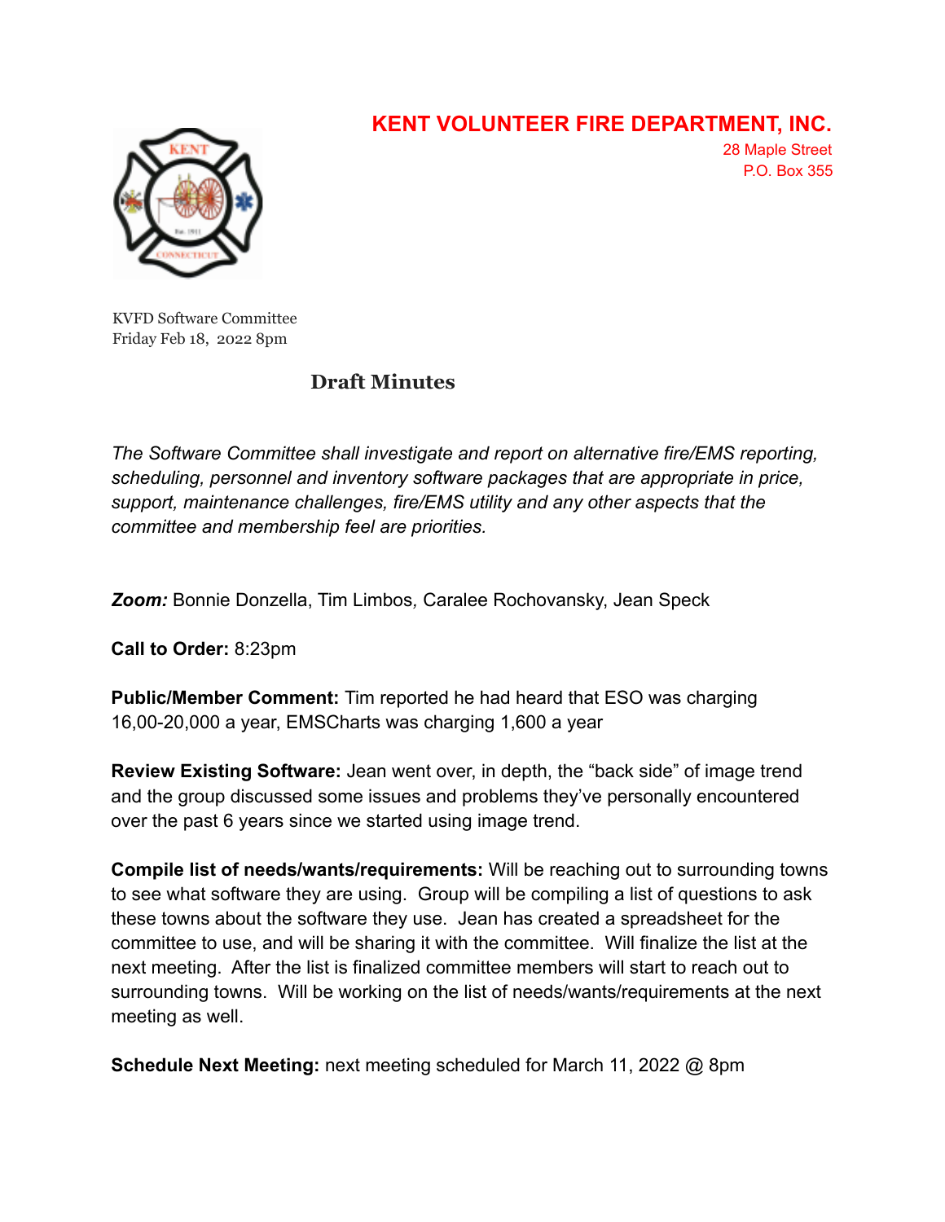# KENT VOLUNTEER FIRE DEPARTMENT, INC.

28 Maple Street
P.O. Box 355

KVFD Software Committee
Friday Feb 18, 2022 8pm

## Draft Minutes

*The Software Committee shall investigate and report on alternative fire/EMS reporting, scheduling, personnel and inventory software packages that are appropriate in price, support, maintenance challenges, fire/EMS utility and any other aspects that the committee and membership feel are priorities.*

***Zoom:*** Bonnie Donzella, Tim Limbos, Caralee Rochovansky, Jean Speck

**Call to Order:** 8:23pm

**Public/Member Comment:** Tim reported he had heard that ESO was charging 16,00-20,000 a year, EMSCharts was charging 1,600 a year

**Review Existing Software:** Jean went over, in depth, the "back side" of image trend and the group discussed some issues and problems they've personally encountered over the past 6 years since we started using image trend.

**Compile list of needs/wants/requirements:** Will be reaching out to surrounding towns to see what software they are using. Group will be compiling a list of questions to ask these towns about the software they use. Jean has created a spreadsheet for the committee to use, and will be sharing it with the committee. Will finalize the list at the next meeting. After the list is finalized committee members will start to reach out to surrounding towns. Will be working on the list of needs/wants/requirements at the next meeting as well.

**Schedule Next Meeting:** next meeting scheduled for March 11, 2022 @ 8pm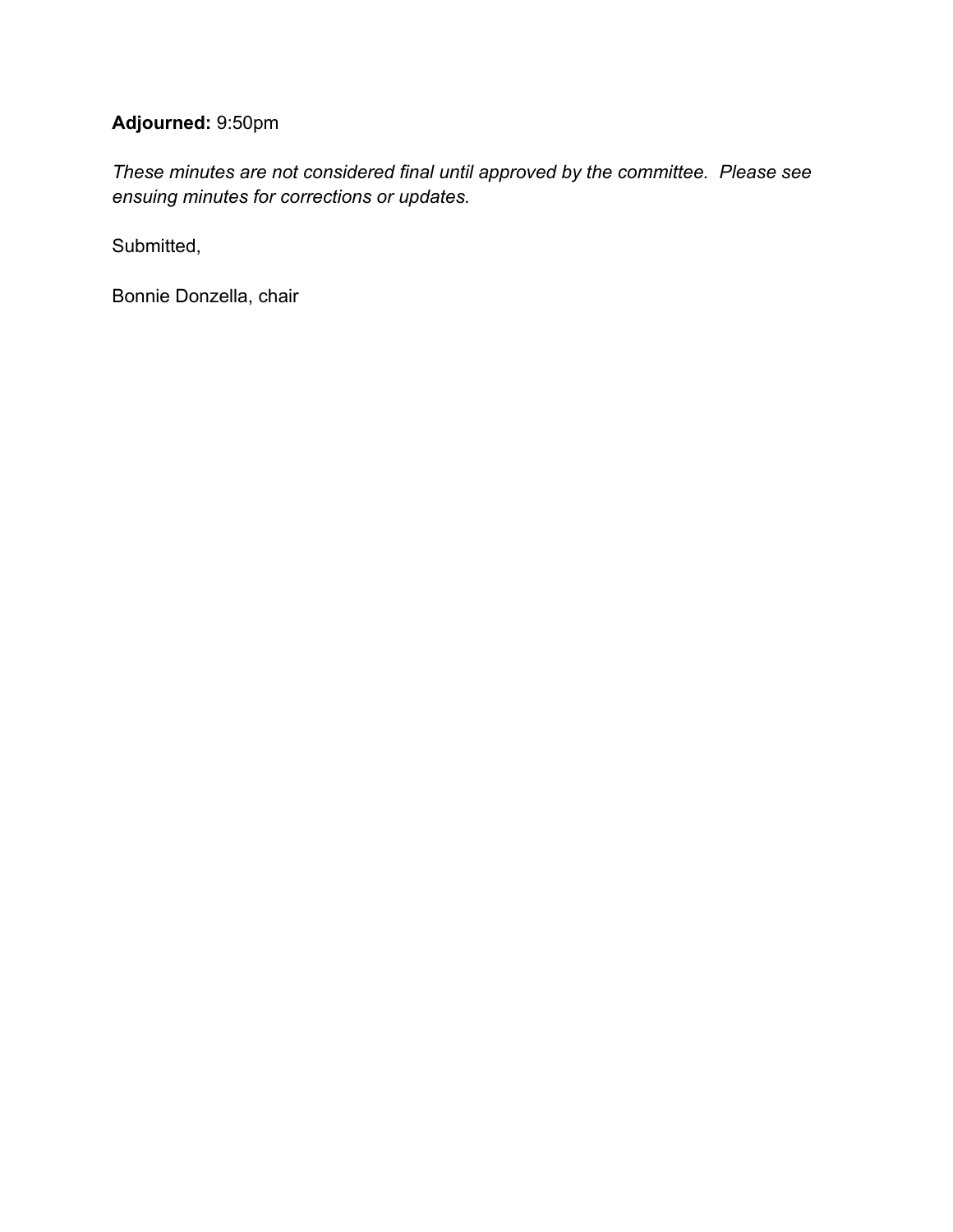**Adjourned:** 9:50pm

*These minutes are not considered final until approved by the committee.  Please see ensuing minutes for corrections or updates.*

Submitted,

Bonnie Donzella, chair